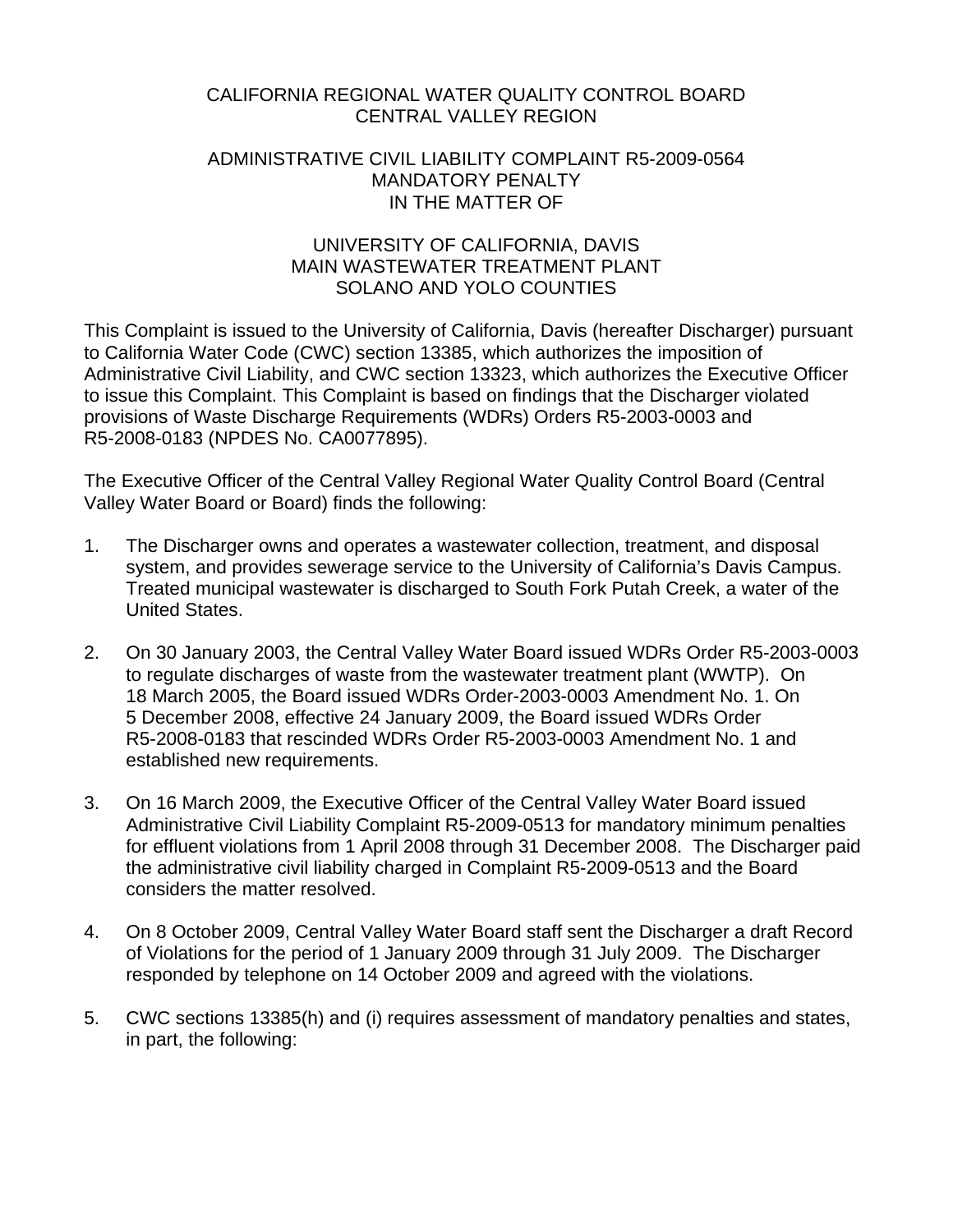# CALIFORNIA REGIONAL WATER QUALITY CONTROL BOARD
# CENTRAL VALLEY REGION

## ADMINISTRATIVE CIVIL LIABILITY COMPLAINT R5-2009-0564
## MANDATORY PENALTY
## IN THE MATTER OF

## UNIVERSITY OF CALIFORNIA, DAVIS
## MAIN WASTEWATER TREATMENT PLANT
## SOLANO AND YOLO COUNTIES

This Complaint is issued to the University of California, Davis (hereafter Discharger) pursuant to California Water Code (CWC) section 13385, which authorizes the imposition of Administrative Civil Liability, and CWC section 13323, which authorizes the Executive Officer to issue this Complaint. This Complaint is based on findings that the Discharger violated provisions of Waste Discharge Requirements (WDRs) Orders R5-2003-0003 and R5-2008-0183 (NPDES No. CA0077895).

The Executive Officer of the Central Valley Regional Water Quality Control Board (Central Valley Water Board or Board) finds the following:

1. The Discharger owns and operates a wastewater collection, treatment, and disposal system, and provides sewerage service to the University of California's Davis Campus. Treated municipal wastewater is discharged to South Fork Putah Creek, a water of the United States.

2. On 30 January 2003, the Central Valley Water Board issued WDRs Order R5-2003-0003 to regulate discharges of waste from the wastewater treatment plant (WWTP). On 18 March 2005, the Board issued WDRs Order-2003-0003 Amendment No. 1. On 5 December 2008, effective 24 January 2009, the Board issued WDRs Order R5-2008-0183 that rescinded WDRs Order R5-2003-0003 Amendment No. 1 and established new requirements.

3. On 16 March 2009, the Executive Officer of the Central Valley Water Board issued Administrative Civil Liability Complaint R5-2009-0513 for mandatory minimum penalties for effluent violations from 1 April 2008 through 31 December 2008. The Discharger paid the administrative civil liability charged in Complaint R5-2009-0513 and the Board considers the matter resolved.

4. On 8 October 2009, Central Valley Water Board staff sent the Discharger a draft Record of Violations for the period of 1 January 2009 through 31 July 2009. The Discharger responded by telephone on 14 October 2009 and agreed with the violations.

5. CWC sections 13385(h) and (i) requires assessment of mandatory penalties and states, in part, the following: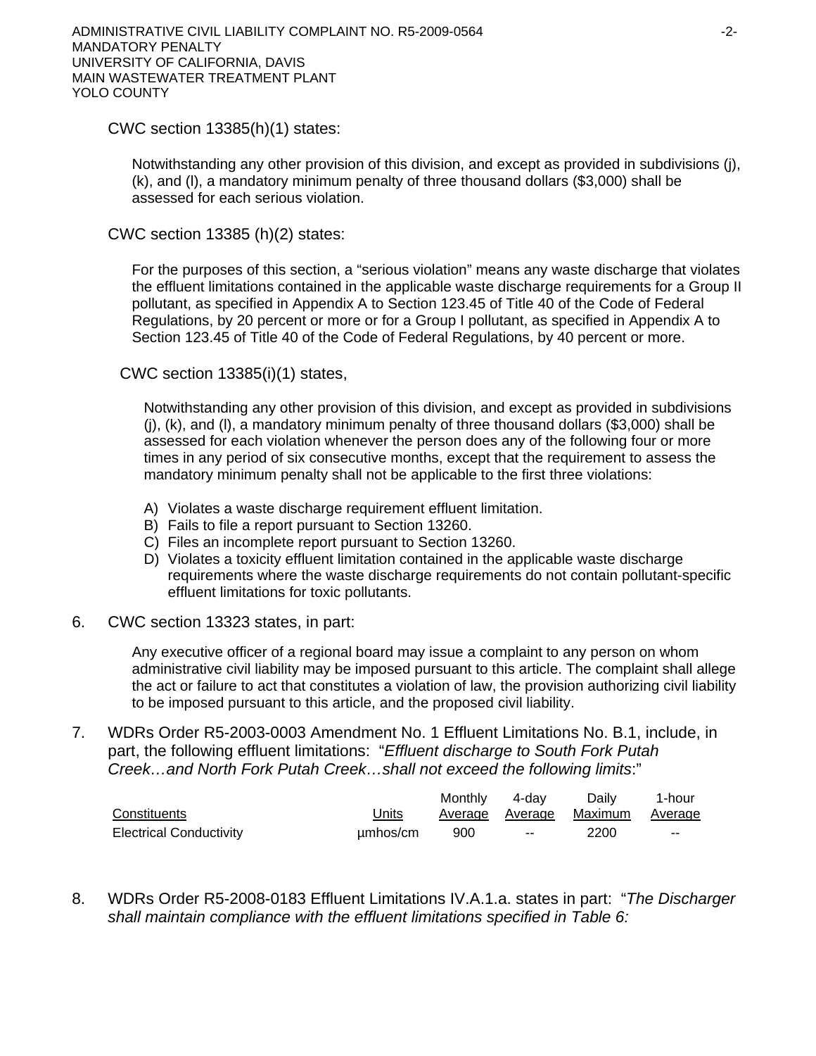CWC section 13385(h)(1) states:

> Notwithstanding any other provision of this division, and except as provided in subdivisions (j), (k), and (l), a mandatory minimum penalty of three thousand dollars ($3,000) shall be assessed for each serious violation.

CWC section 13385 (h)(2) states:

> For the purposes of this section, a "serious violation" means any waste discharge that violates the effluent limitations contained in the applicable waste discharge requirements for a Group II pollutant, as specified in Appendix A to Section 123.45 of Title 40 of the Code of Federal Regulations, by 20 percent or more or for a Group I pollutant, as specified in Appendix A to Section 123.45 of Title 40 of the Code of Federal Regulations, by 40 percent or more.

CWC section 13385(i)(1) states,

> Notwithstanding any other provision of this division, and except as provided in subdivisions (j), (k), and (l), a mandatory minimum penalty of three thousand dollars ($3,000) shall be assessed for each violation whenever the person does any of the following four or more times in any period of six consecutive months, except that the requirement to assess the mandatory minimum penalty shall not be applicable to the first three violations:
>
> A) Violates a waste discharge requirement effluent limitation.
> B) Fails to file a report pursuant to Section 13260.
> C) Files an incomplete report pursuant to Section 13260.
> D) Violates a toxicity effluent limitation contained in the applicable waste discharge requirements where the waste discharge requirements do not contain pollutant-specific effluent limitations for toxic pollutants.

6. CWC section 13323 states, in part:

> Any executive officer of a regional board may issue a complaint to any person on whom administrative civil liability may be imposed pursuant to this article. The complaint shall allege the act or failure to act that constitutes a violation of law, the provision authorizing civil liability to be imposed pursuant to this article, and the proposed civil liability.

7. WDRs Order R5-2003-0003 Amendment No. 1 Effluent Limitations No. B.1, include, in part, the following effluent limitations: "*Effluent discharge to South Fork Putah Creek…and North Fork Putah Creek…shall not exceed the following limits*:"

| Constituents | Units | Monthly Average | 4-day Average | Daily Maximum | 1-hour Average |
|---|---|---|---|---|---|
| Electrical Conductivity | µmhos/cm | 900 | -- | 2200 | -- |

8. WDRs Order R5-2008-0183 Effluent Limitations IV.A.1.a. states in part: "*The Discharger shall maintain compliance with the effluent limitations specified in Table 6:*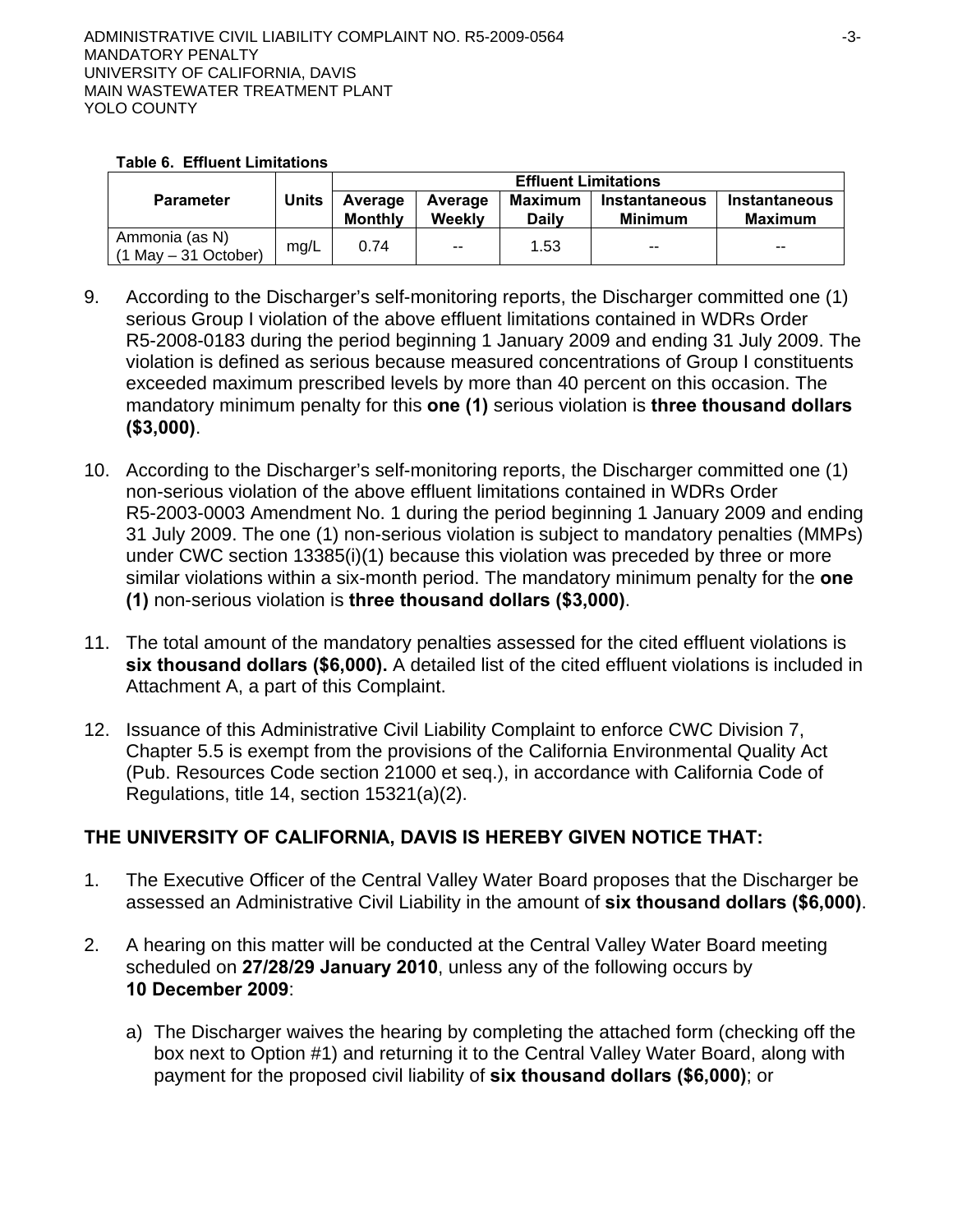**Table 6. Effluent Limitations**

| Parameter | Units | Effluent Limitations | | | | |
|---|---|---|---|---|---|---|
| | | Average Monthly | Average Weekly | Maximum Daily | Instantaneous Minimum | Instantaneous Maximum |
| Ammonia (as N) (1 May – 31 October) | mg/L | 0.74 | -- | 1.53 | -- | -- |

9. According to the Discharger's self-monitoring reports, the Discharger committed one (1) serious Group I violation of the above effluent limitations contained in WDRs Order R5-2008-0183 during the period beginning 1 January 2009 and ending 31 July 2009. The violation is defined as serious because measured concentrations of Group I constituents exceeded maximum prescribed levels by more than 40 percent on this occasion. The mandatory minimum penalty for this **one (1)** serious violation is **three thousand dollars ($3,000)**.

10. According to the Discharger's self-monitoring reports, the Discharger committed one (1) non-serious violation of the above effluent limitations contained in WDRs Order R5-2003-0003 Amendment No. 1 during the period beginning 1 January 2009 and ending 31 July 2009. The one (1) non-serious violation is subject to mandatory penalties (MMPs) under CWC section 13385(i)(1) because this violation was preceded by three or more similar violations within a six-month period. The mandatory minimum penalty for the **one (1)** non-serious violation is **three thousand dollars ($3,000)**.

11. The total amount of the mandatory penalties assessed for the cited effluent violations is **six thousand dollars ($6,000).** A detailed list of the cited effluent violations is included in Attachment A, a part of this Complaint.

12. Issuance of this Administrative Civil Liability Complaint to enforce CWC Division 7, Chapter 5.5 is exempt from the provisions of the California Environmental Quality Act (Pub. Resources Code section 21000 et seq.), in accordance with California Code of Regulations, title 14, section 15321(a)(2).

**THE UNIVERSITY OF CALIFORNIA, DAVIS IS HEREBY GIVEN NOTICE THAT:**

1. The Executive Officer of the Central Valley Water Board proposes that the Discharger be assessed an Administrative Civil Liability in the amount of **six thousand dollars ($6,000)**.

2. A hearing on this matter will be conducted at the Central Valley Water Board meeting scheduled on **27/28/29 January 2010**, unless any of the following occurs by **10 December 2009**:

   a) The Discharger waives the hearing by completing the attached form (checking off the box next to Option #1) and returning it to the Central Valley Water Board, along with payment for the proposed civil liability of **six thousand dollars ($6,000)**; or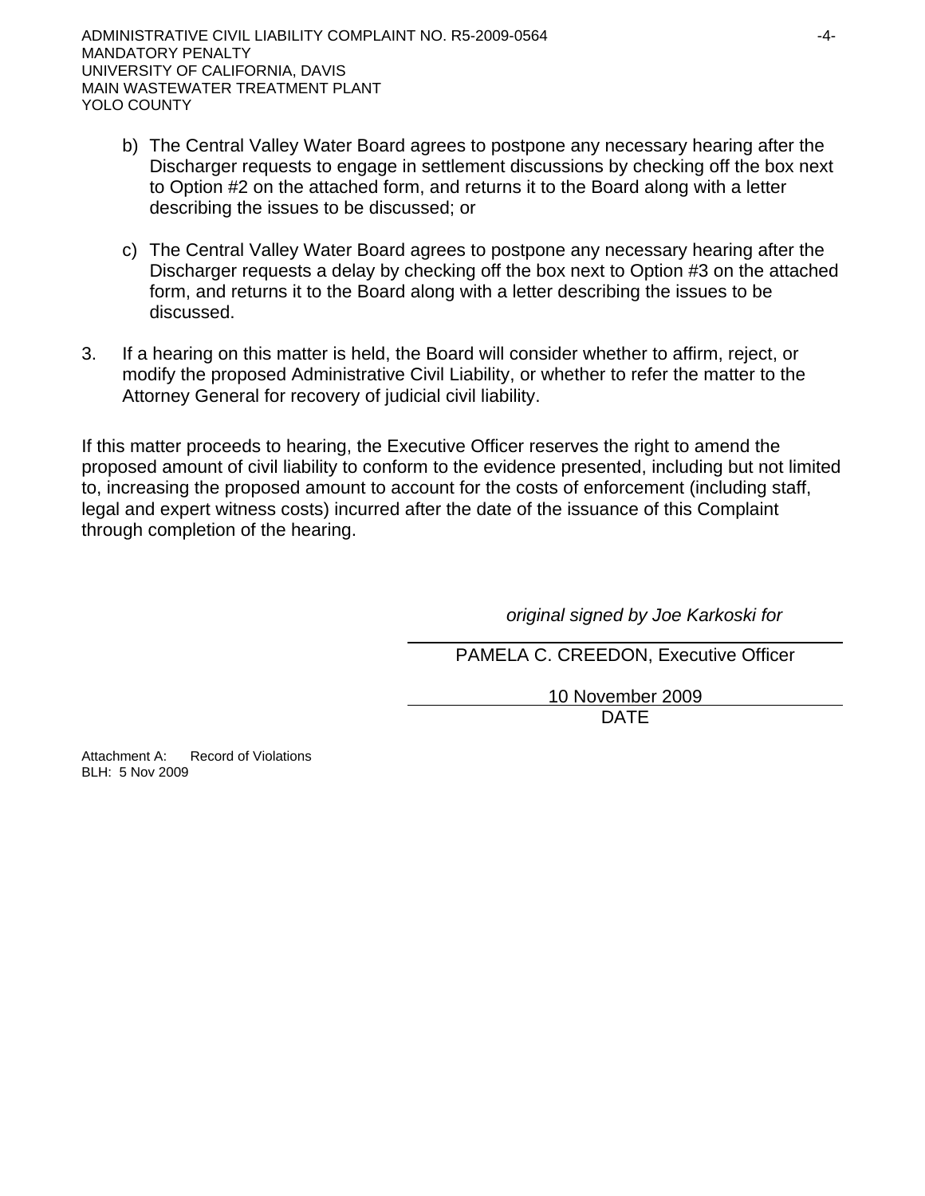b) The Central Valley Water Board agrees to postpone any necessary hearing after the Discharger requests to engage in settlement discussions by checking off the box next to Option #2 on the attached form, and returns it to the Board along with a letter describing the issues to be discussed; or

c) The Central Valley Water Board agrees to postpone any necessary hearing after the Discharger requests a delay by checking off the box next to Option #3 on the attached form, and returns it to the Board along with a letter describing the issues to be discussed.

3. If a hearing on this matter is held, the Board will consider whether to affirm, reject, or modify the proposed Administrative Civil Liability, or whether to refer the matter to the Attorney General for recovery of judicial civil liability.

If this matter proceeds to hearing, the Executive Officer reserves the right to amend the proposed amount of civil liability to conform to the evidence presented, including but not limited to, increasing the proposed amount to account for the costs of enforcement (including staff, legal and expert witness costs) incurred after the date of the issuance of this Complaint through completion of the hearing.

*original signed by Joe Karkoski for*

PAMELA C. CREEDON, Executive Officer

10 November 2009

DATE

Attachment A: Record of Violations
BLH: 5 Nov 2009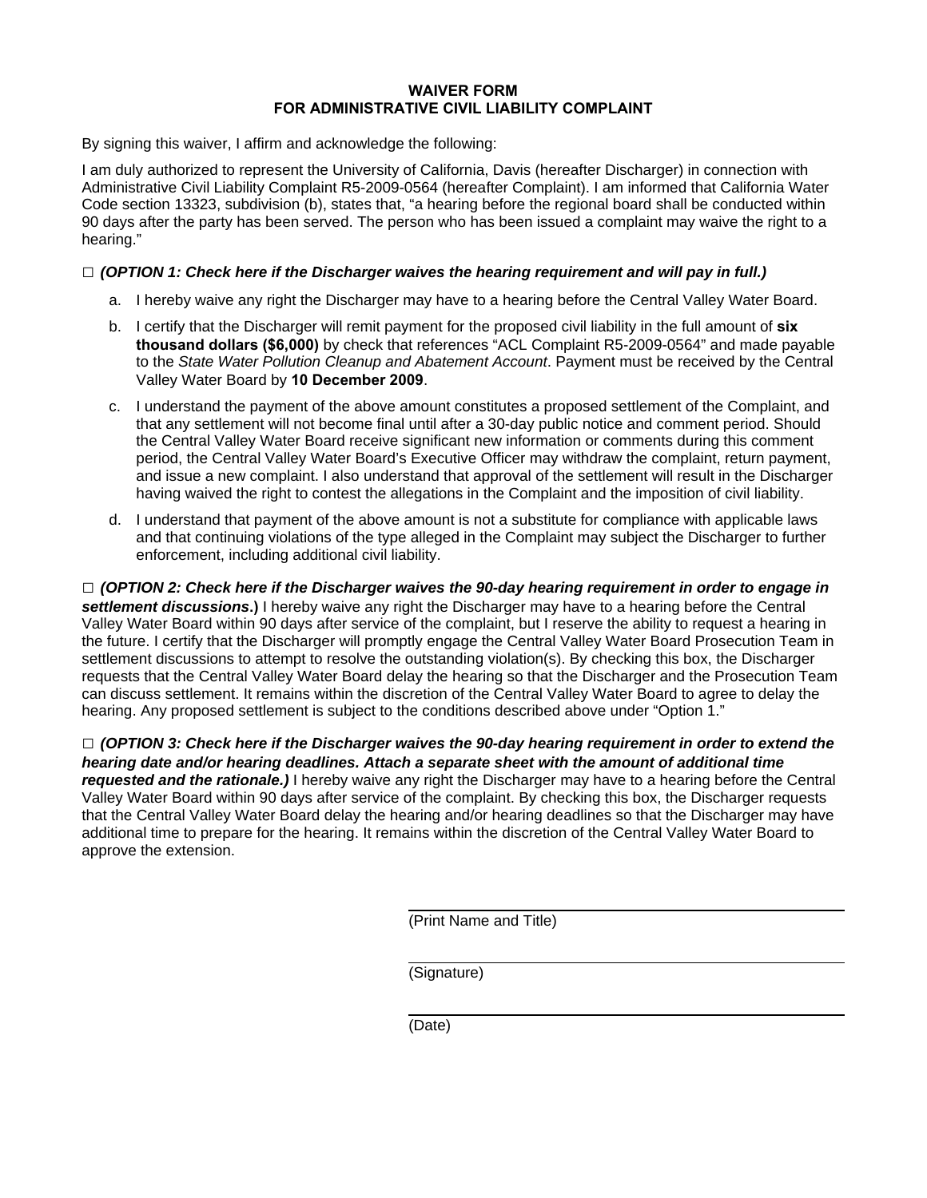# WAIVER FORM
# FOR ADMINISTRATIVE CIVIL LIABILITY COMPLAINT

By signing this waiver, I affirm and acknowledge the following:

I am duly authorized to represent the University of California, Davis (hereafter Discharger) in connection with Administrative Civil Liability Complaint R5-2009-0564 (hereafter Complaint). I am informed that California Water Code section 13323, subdivision (b), states that, "a hearing before the regional board shall be conducted within 90 days after the party has been served. The person who has been issued a complaint may waive the right to a hearing."

□ ***(OPTION 1: Check here if the Discharger waives the hearing requirement and will pay in full.)***

a. I hereby waive any right the Discharger may have to a hearing before the Central Valley Water Board.

b. I certify that the Discharger will remit payment for the proposed civil liability in the full amount of **six thousand dollars ($6,000)** by check that references "ACL Complaint R5-2009-0564" and made payable to the *State Water Pollution Cleanup and Abatement Account*. Payment must be received by the Central Valley Water Board by **10 December 2009**.

c. I understand the payment of the above amount constitutes a proposed settlement of the Complaint, and that any settlement will not become final until after a 30-day public notice and comment period. Should the Central Valley Water Board receive significant new information or comments during this comment period, the Central Valley Water Board's Executive Officer may withdraw the complaint, return payment, and issue a new complaint. I also understand that approval of the settlement will result in the Discharger having waived the right to contest the allegations in the Complaint and the imposition of civil liability.

d. I understand that payment of the above amount is not a substitute for compliance with applicable laws and that continuing violations of the type alleged in the Complaint may subject the Discharger to further enforcement, including additional civil liability.

□ ***(OPTION 2: Check here if the Discharger waives the 90-day hearing requirement in order to engage in settlement discussions*.)** I hereby waive any right the Discharger may have to a hearing before the Central Valley Water Board within 90 days after service of the complaint, but I reserve the ability to request a hearing in the future. I certify that the Discharger will promptly engage the Central Valley Water Board Prosecution Team in settlement discussions to attempt to resolve the outstanding violation(s). By checking this box, the Discharger requests that the Central Valley Water Board delay the hearing so that the Discharger and the Prosecution Team can discuss settlement. It remains within the discretion of the Central Valley Water Board to agree to delay the hearing. Any proposed settlement is subject to the conditions described above under "Option 1."

□ ***(OPTION 3: Check here if the Discharger waives the 90-day hearing requirement in order to extend the hearing date and/or hearing deadlines. Attach a separate sheet with the amount of additional time requested and the rationale.)*** I hereby waive any right the Discharger may have to a hearing before the Central Valley Water Board within 90 days after service of the complaint. By checking this box, the Discharger requests that the Central Valley Water Board delay the hearing and/or hearing deadlines so that the Discharger may have additional time to prepare for the hearing. It remains within the discretion of the Central Valley Water Board to approve the extension.

\_\_\_\_\_\_\_\_\_\_\_\_\_\_\_\_\_\_\_\_\_\_\_\_\_\_\_\_\_\_\_\_\_\_\_\_\_\_\_\_
(Print Name and Title)

\_\_\_\_\_\_\_\_\_\_\_\_\_\_\_\_\_\_\_\_\_\_\_\_\_\_\_\_\_\_\_\_\_\_\_\_\_\_\_\_
(Signature)

\_\_\_\_\_\_\_\_\_\_\_\_\_\_\_\_\_\_\_\_\_\_\_\_\_\_\_\_\_\_\_\_\_\_\_\_\_\_\_\_
(Date)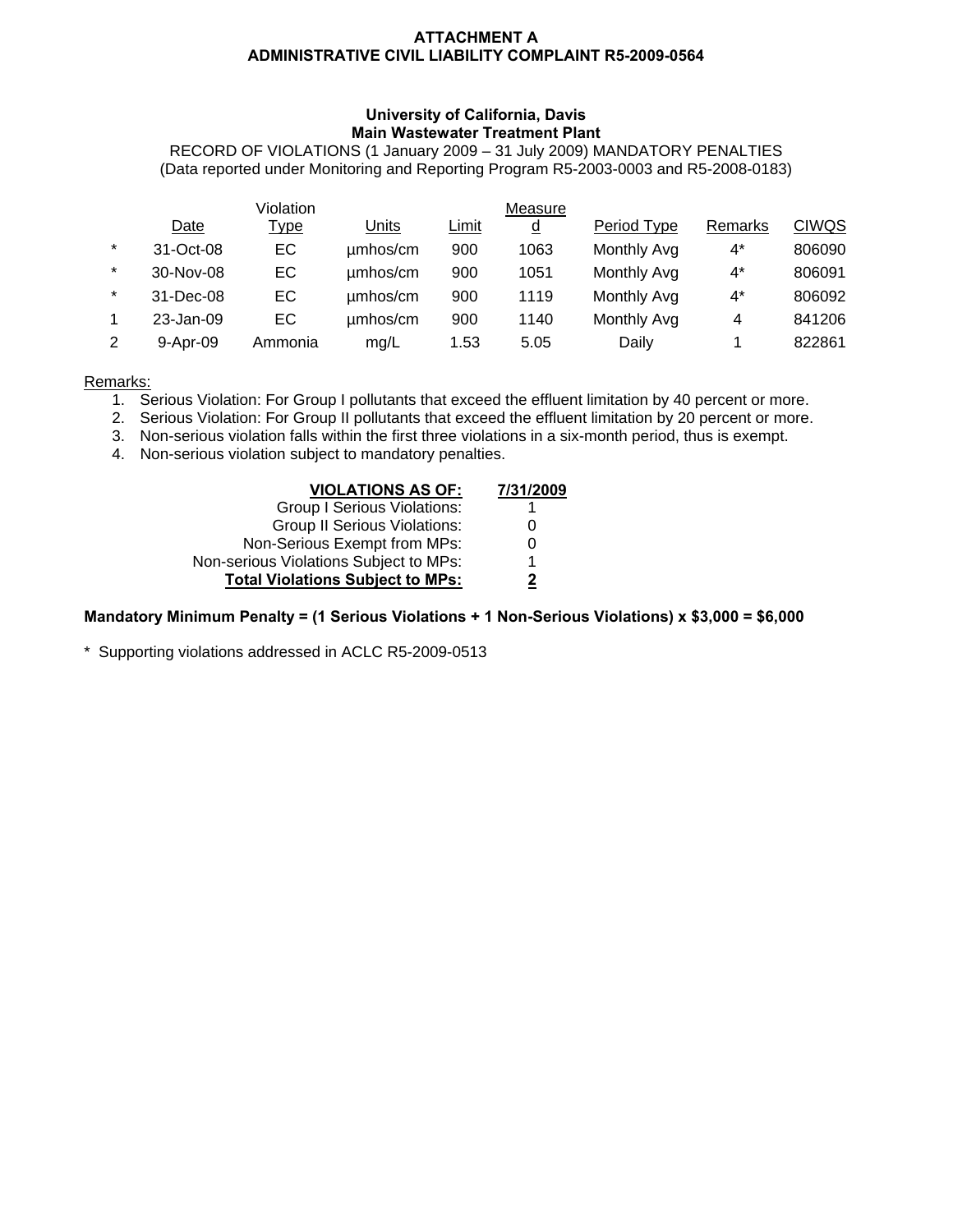**ATTACHMENT A**
**ADMINISTRATIVE CIVIL LIABILITY COMPLAINT R5-2009-0564**

**University of California, Davis**
**Main Wastewater Treatment Plant**
RECORD OF VIOLATIONS (1 January 2009 – 31 July 2009) MANDATORY PENALTIES
(Data reported under Monitoring and Reporting Program R5-2003-0003 and R5-2008-0183)

| | Date | Violation Type | Units | Limit | Measured | Period Type | Remarks | CIWQS |
|---|---|---|---|---|---|---|---|---|
| * | 31-Oct-08 | EC | µmhos/cm | 900 | 1063 | Monthly Avg | 4* | 806090 |
| * | 30-Nov-08 | EC | µmhos/cm | 900 | 1051 | Monthly Avg | 4* | 806091 |
| * | 31-Dec-08 | EC | µmhos/cm | 900 | 1119 | Monthly Avg | 4* | 806092 |
| 1 | 23-Jan-09 | EC | µmhos/cm | 900 | 1140 | Monthly Avg | 4 | 841206 |
| 2 | 9-Apr-09 | Ammonia | mg/L | 1.53 | 5.05 | Daily | 1 | 822861 |

Remarks:
1. Serious Violation: For Group I pollutants that exceed the effluent limitation by 40 percent or more.
2. Serious Violation: For Group II pollutants that exceed the effluent limitation by 20 percent or more.
3. Non-serious violation falls within the first three violations in a six-month period, thus is exempt.
4. Non-serious violation subject to mandatory penalties.

| **VIOLATIONS AS OF:** | **7/31/2009** |
|---|---|
| Group I Serious Violations: | 1 |
| Group II Serious Violations: | 0 |
| Non-Serious Exempt from MPs: | 0 |
| Non-serious Violations Subject to MPs: | 1 |
| **Total Violations Subject to MPs:** | **2** |

**Mandatory Minimum Penalty = (1 Serious Violations + 1 Non-Serious Violations) x $3,000 = $6,000**

* Supporting violations addressed in ACLC R5-2009-0513